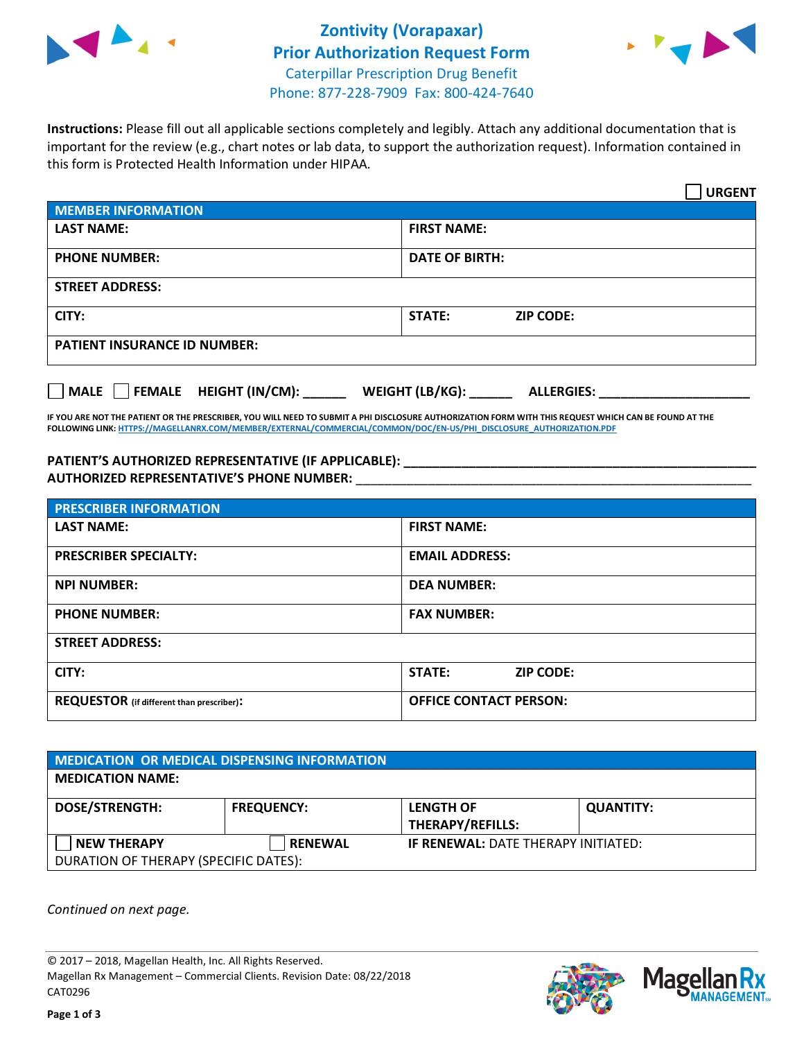# Zontivity (Vorapaxar)
## Prior Authorization Request Form
Caterpillar Prescription Drug Benefit
Phone: 877-228-7909 Fax: 800-424-7640

**Instructions:** Please fill out all applicable sections completely and legibly. Attach any additional documentation that is important for the review (e.g., chart notes or lab data, to support the authorization request). Information contained in this form is Protected Health Information under HIPAA.

☐ **URGENT**

| **MEMBER INFORMATION** | |
|---|---|
| **LAST NAME:** | **FIRST NAME:** |
| **PHONE NUMBER:** | **DATE OF BIRTH:** |
| **STREET ADDRESS:** | |
| **CITY:** | **STATE:** **ZIP CODE:** |
| **PATIENT INSURANCE ID NUMBER:** | |

☐ **MALE** ☐ **FEMALE** **HEIGHT (IN/CM):** ______ **WEIGHT (LB/KG):** ______ **ALLERGIES:** ____________________

**IF YOU ARE NOT THE PATIENT OR THE PRESCRIBER, YOU WILL NEED TO SUBMIT A PHI DISCLOSURE AUTHORIZATION FORM WITH THIS REQUEST WHICH CAN BE FOUND AT THE FOLLOWING LINK: HTTPS://MAGELLANRX.COM/MEMBER/EXTERNAL/COMMERCIAL/COMMON/DOC/EN-US/PHI_DISCLOSURE_AUTHORIZATION.PDF**

**PATIENT'S AUTHORIZED REPRESENTATIVE (IF APPLICABLE):** ____________________
**AUTHORIZED REPRESENTATIVE'S PHONE NUMBER:** ____________________

| **PRESCRIBER INFORMATION** | |
|---|---|
| **LAST NAME:** | **FIRST NAME:** |
| **PRESCRIBER SPECIALTY:** | **EMAIL ADDRESS:** |
| **NPI NUMBER:** | **DEA NUMBER:** |
| **PHONE NUMBER:** | **FAX NUMBER:** |
| **STREET ADDRESS:** | |
| **CITY:** | **STATE:** **ZIP CODE:** |
| **REQUESTOR** (if different than prescriber)**:** | **OFFICE CONTACT PERSON:** |

| **MEDICATION OR MEDICAL DISPENSING INFORMATION** | | | |
|---|---|---|---|
| **MEDICATION NAME:** | | | |
| **DOSE/STRENGTH:** | **FREQUENCY:** | **LENGTH OF THERAPY/REFILLS:** | **QUANTITY:** |
| ☐ **NEW THERAPY** | ☐ **RENEWAL** | **IF RENEWAL:** DATE THERAPY INITIATED: | |
| DURATION OF THERAPY (SPECIFIC DATES): | | | |

*Continued on next page.*

© 2017 – 2018, Magellan Health, Inc. All Rights Reserved.
Magellan Rx Management – Commercial Clients. Revision Date: 08/22/2018
CAT0296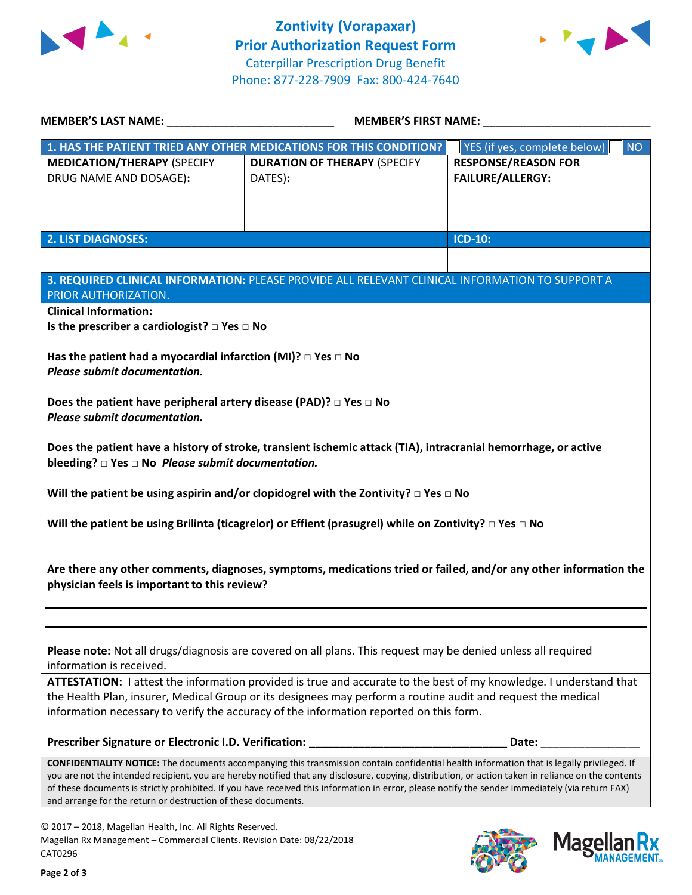# Zontivity (Vorapaxar) Prior Authorization Request Form

Caterpillar Prescription Drug Benefit
Phone: 877-228-7909 Fax: 800-424-7640

**MEMBER'S LAST NAME:** ___________________________ **MEMBER'S FIRST NAME:** ___________________________

| **1. HAS THE PATIENT TRIED ANY OTHER MEDICATIONS FOR THIS CONDITION?** | | ☐ YES (if yes, complete below) ☐ NO |
|---|---|---|
| **MEDICATION/THERAPY** (SPECIFY DRUG NAME AND DOSAGE): | **DURATION OF THERAPY** (SPECIFY DATES): | **RESPONSE/REASON FOR FAILURE/ALLERGY:** |
| | | |

| **2. LIST DIAGNOSES:** | **ICD-10:** |
|---|---|
| | |

**3. REQUIRED CLINICAL INFORMATION:** PLEASE PROVIDE ALL RELEVANT CLINICAL INFORMATION TO SUPPORT A PRIOR AUTHORIZATION.

**Clinical Information:**

**Is the prescriber a cardiologist? □ Yes □ No**

**Has the patient had a myocardial infarction (MI)? □ Yes □ No**
***Please submit documentation.***

**Does the patient have peripheral artery disease (PAD)? □ Yes □ No**
***Please submit documentation.***

**Does the patient have a history of stroke, transient ischemic attack (TIA), intracranial hemorrhage, or active bleeding? □ Yes □ No** ***Please submit documentation.***

**Will the patient be using aspirin and/or clopidogrel with the Zontivity? □ Yes □ No**

**Will the patient be using Brilinta (ticagrelor) or Effient (prasugrel) while on Zontivity? □ Yes □ No**

**Are there any other comments, diagnoses, symptoms, medications tried or failed, and/or any other information the physician feels is important to this review?**

_______________________________________________________________

_______________________________________________________________

**Please note:** Not all drugs/diagnosis are covered on all plans. This request may be denied unless all required information is received.

**ATTESTATION:** I attest the information provided is true and accurate to the best of my knowledge. I understand that the Health Plan, insurer, Medical Group or its designees may perform a routine audit and request the medical information necessary to verify the accuracy of the information reported on this form.

**Prescriber Signature or Electronic I.D. Verification:** _______________________________ **Date:** ________________

**CONFIDENTIALITY NOTICE:** The documents accompanying this transmission contain confidential health information that is legally privileged. If you are not the intended recipient, you are hereby notified that any disclosure, copying, distribution, or action taken in reliance on the contents of these documents is strictly prohibited. If you have received this information in error, please notify the sender immediately (via return FAX) and arrange for the return or destruction of these documents.

© 2017 – 2018, Magellan Health, Inc. All Rights Reserved.
Magellan Rx Management – Commercial Clients. Revision Date: 08/22/2018
CAT0296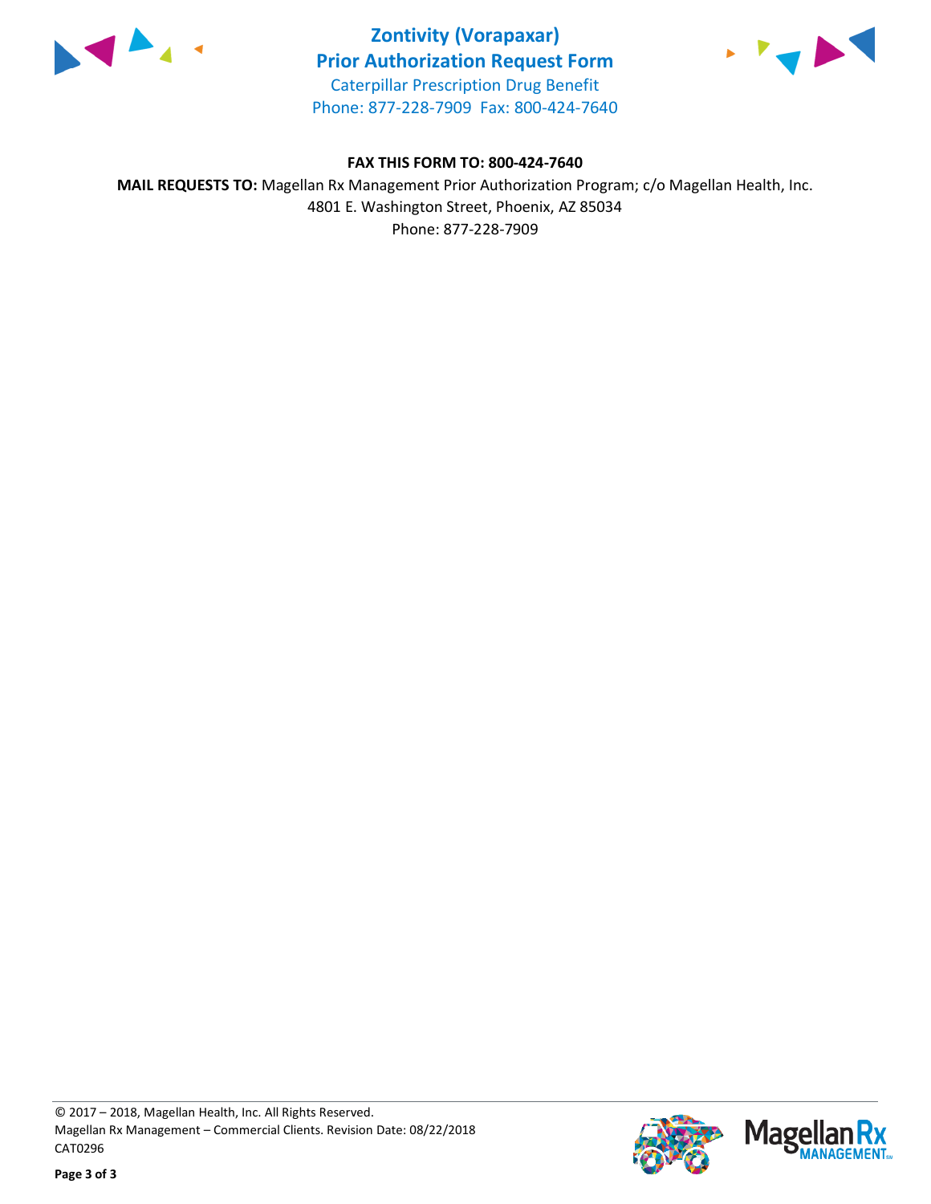**FAX THIS FORM TO: 800-424-7640**

**MAIL REQUESTS TO:** Magellan Rx Management Prior Authorization Program; c/o Magellan Health, Inc.
4801 E. Washington Street, Phoenix, AZ 85034
Phone: 877-228-7909